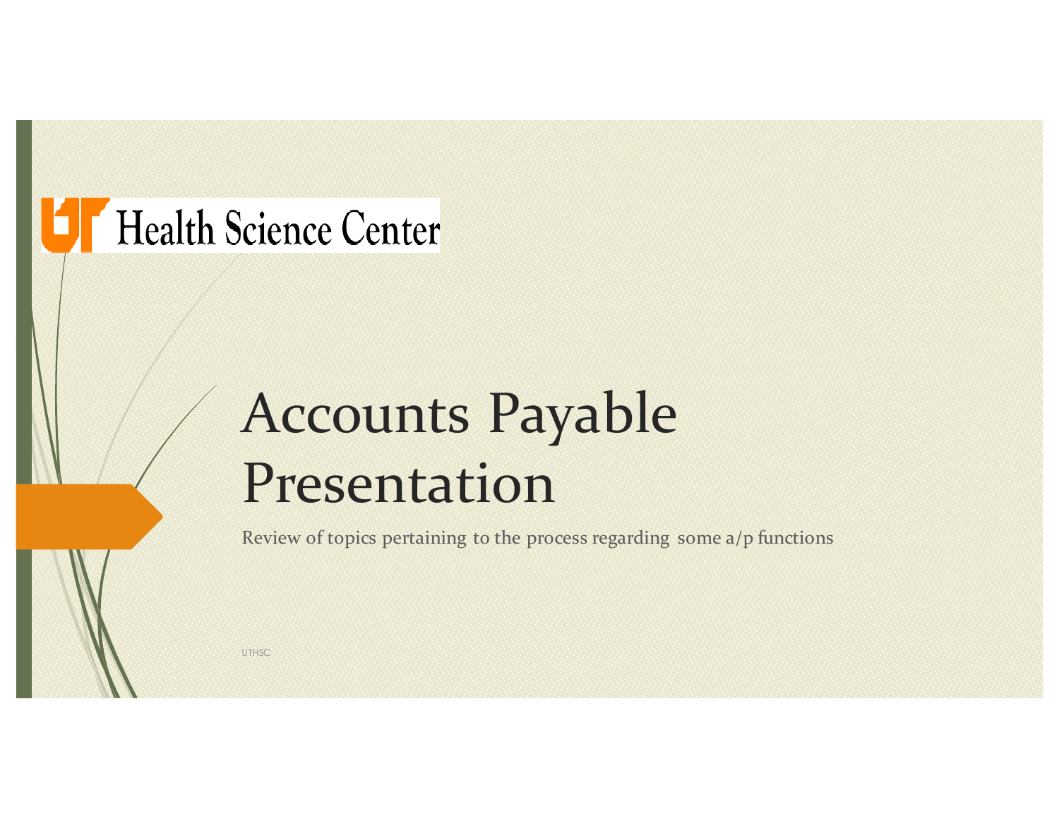UT Health Science Center

# Accounts Payable Presentation

Review of topics pertaining to the process regarding some a/p functions

UTHSC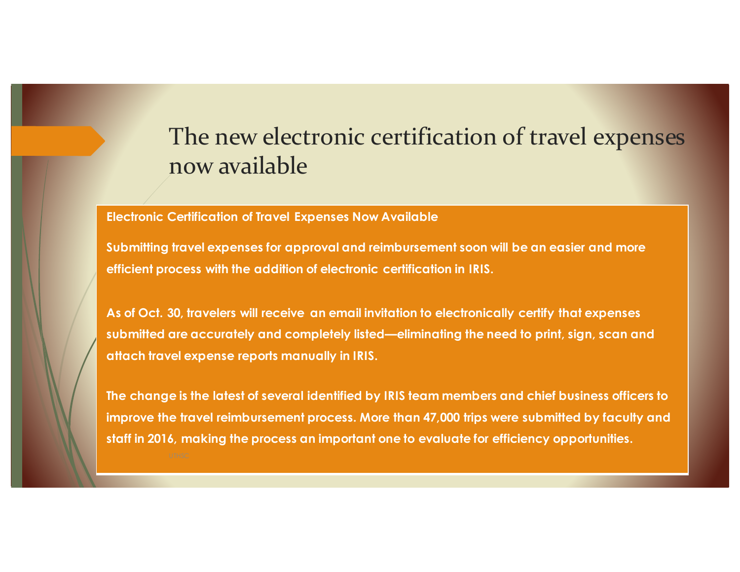# The new electronic certification of travel expenses now available

**Electronic Certification of Travel Expenses Now Available**

**Submitting travel expenses for approval and reimbursement soon will be an easier and more efficient process with the addition of electronic certification in IRIS.**

**As of Oct. 30, travelers will receive an email invitation to electronically certify that expenses submitted are accurately and completely listed—eliminating the need to print, sign, scan and attach travel expense reports manually in IRIS.**

**The change is the latest of several identified by IRIS team members and chief business officers to improve the travel reimbursement process. More than 47,000 trips were submitted by faculty and staff in 2016, making the process an important one to evaluate for efficiency opportunities.**

UTHSC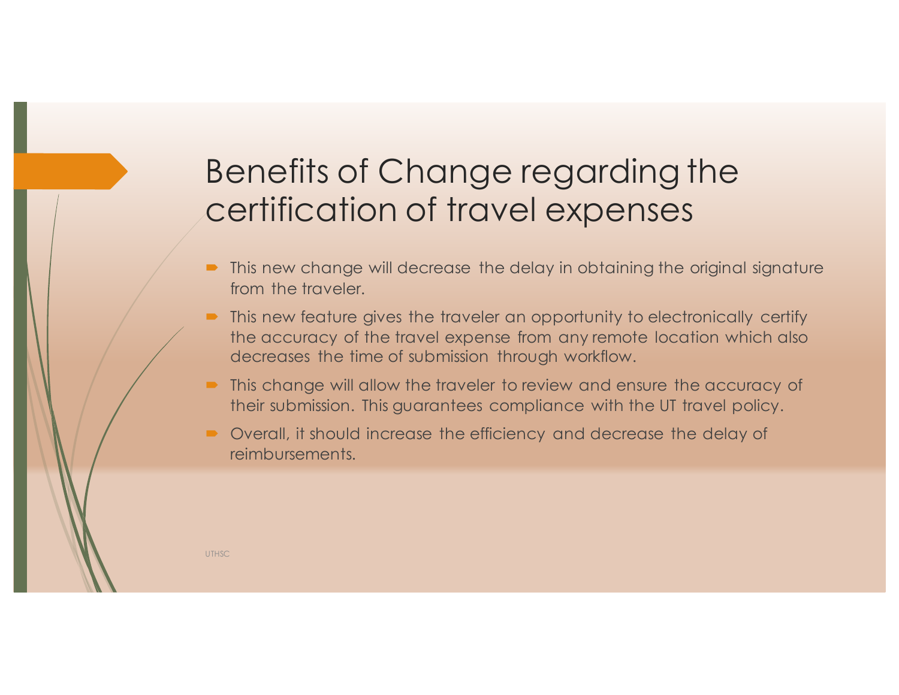# Benefits of Change regarding the certification of travel expenses

- This new change will decrease the delay in obtaining the original signature from the traveler.
- This new feature gives the traveler an opportunity to electronically certify the accuracy of the travel expense from any remote location which also decreases the time of submission through workflow.
- This change will allow the traveler to review and ensure the accuracy of their submission. This guarantees compliance with the UT travel policy.
- Overall, it should increase the efficiency and decrease the delay of reimbursements.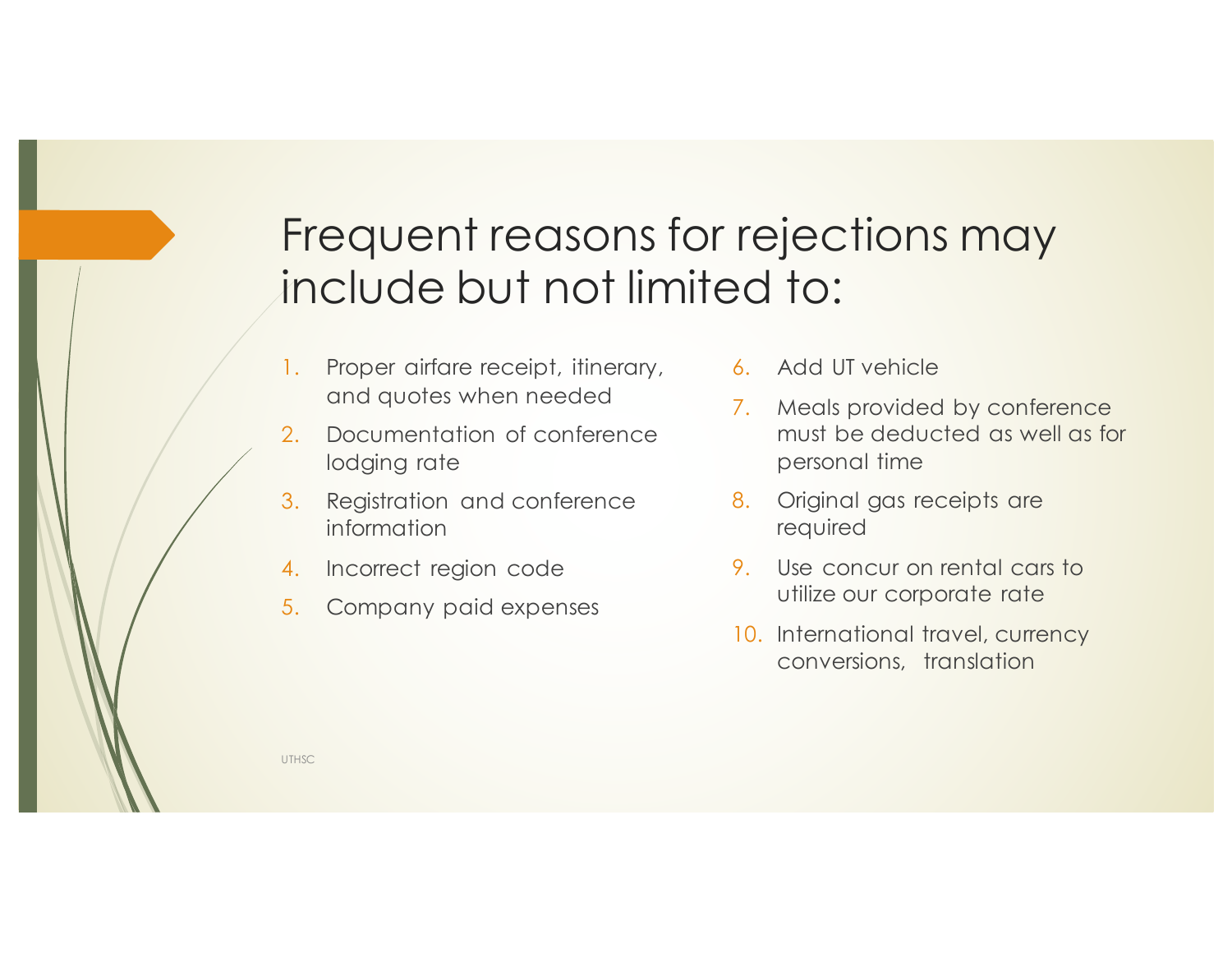# Frequent reasons for rejections may include but not limited to:

1. Proper airfare receipt, itinerary, and quotes when needed
2. Documentation of conference lodging rate
3. Registration and conference information
4. Incorrect region code
5. Company paid expenses
6. Add UT vehicle
7. Meals provided by conference must be deducted as well as for personal time
8. Original gas receipts are required
9. Use concur on rental cars to utilize our corporate rate
10. International travel, currency conversions, translation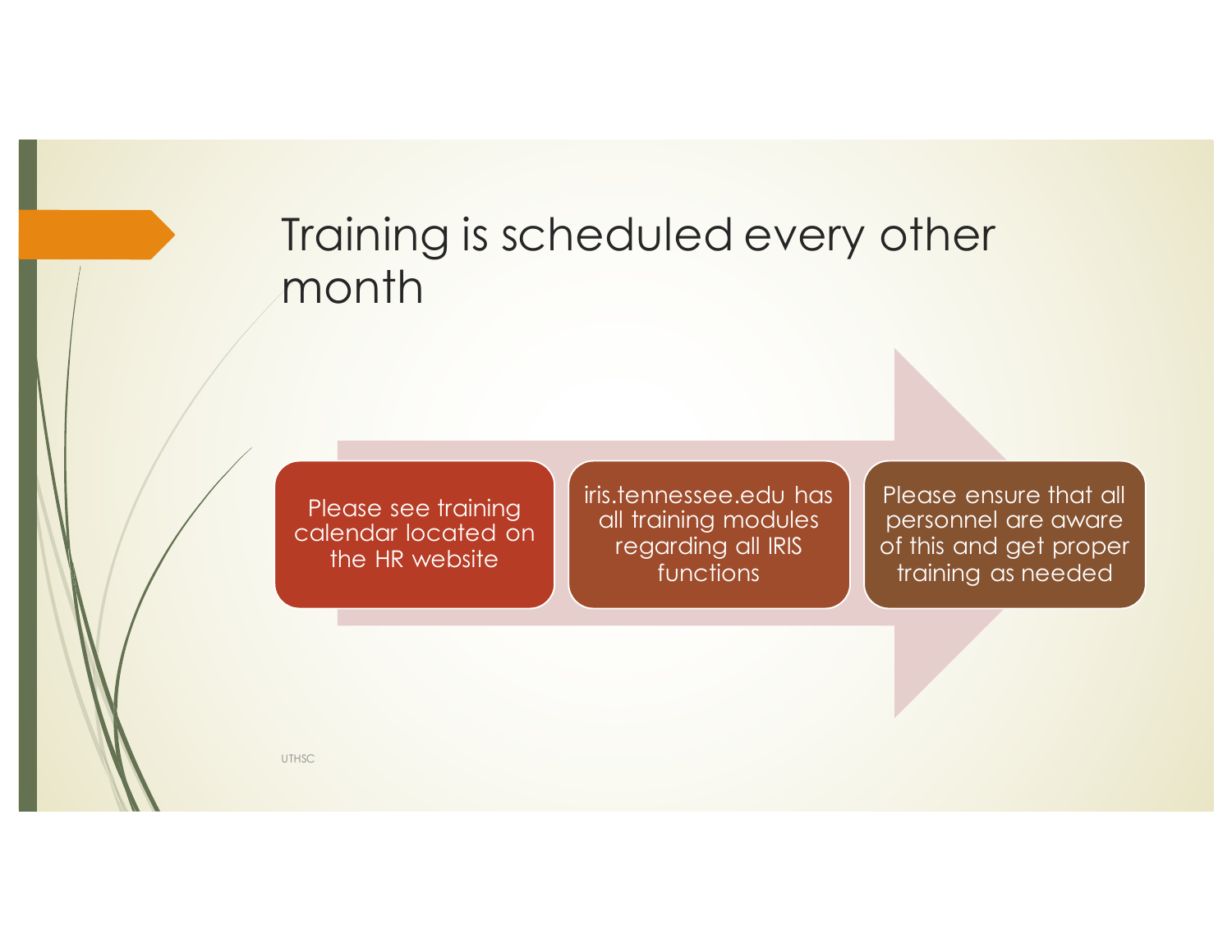# Training is scheduled every other month

- Please see training calendar located on the HR website
- iris.tennessee.edu has all training modules regarding all IRIS functions
- Please ensure that all personnel are aware of this and get proper training as needed

UTHSC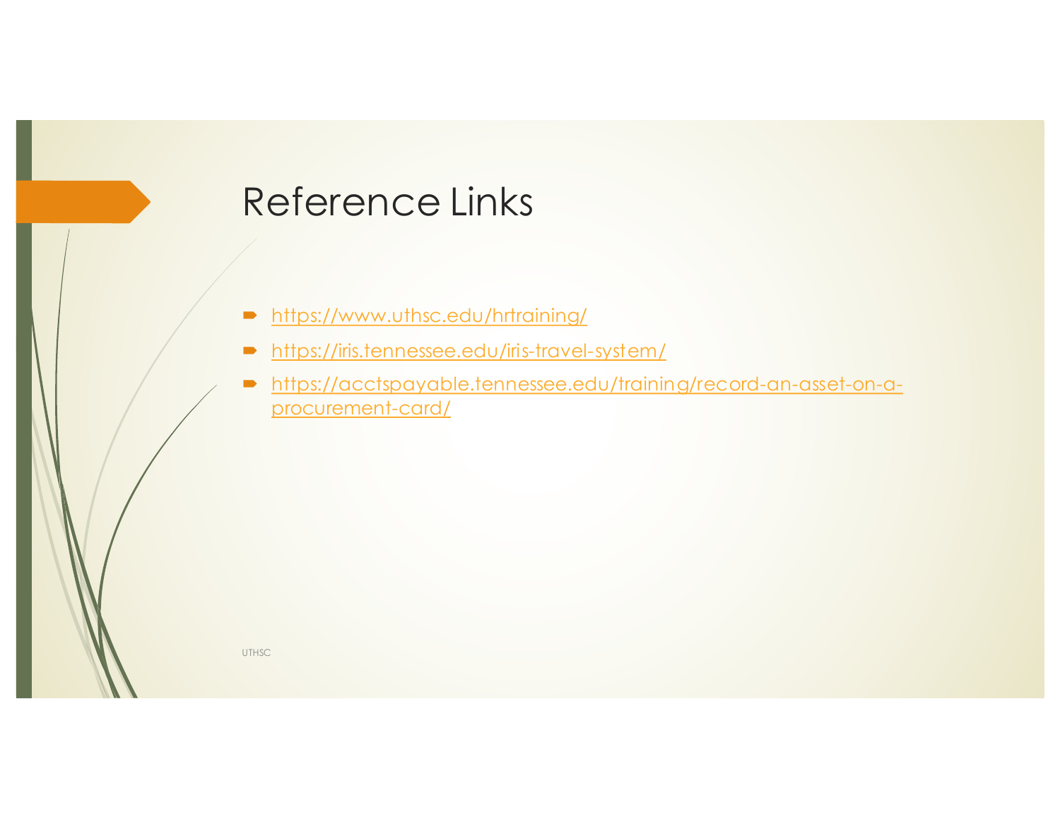# Reference Links

- https://www.uthsc.edu/hrtraining/
- https://iris.tennessee.edu/iris-travel-system/
- https://acctspayable.tennessee.edu/training/record-an-asset-on-a-procurement-card/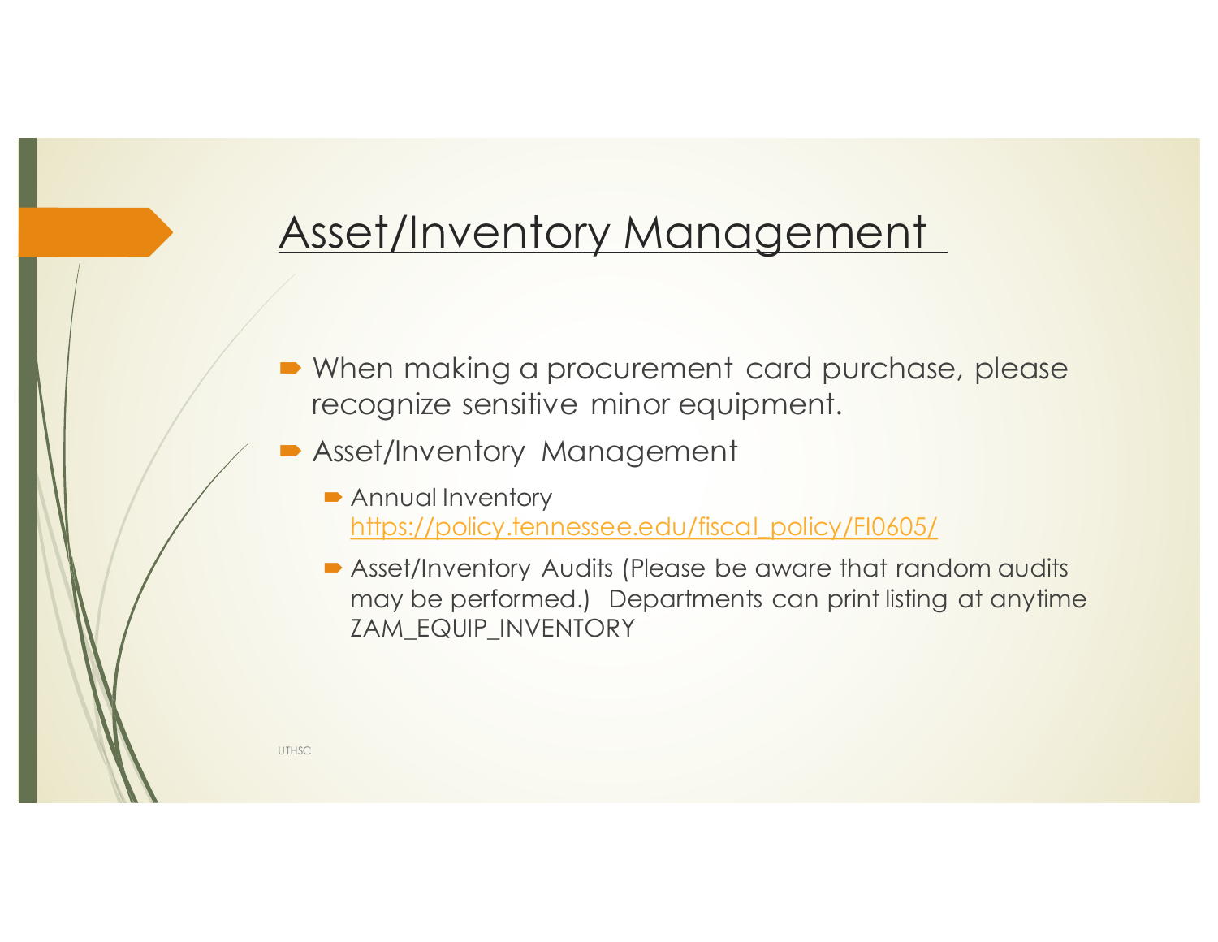# Asset/Inventory Management

- When making a procurement card purchase, please recognize sensitive minor equipment.
- Asset/Inventory Management
  - Annual Inventory https://policy.tennessee.edu/fiscal_policy/FI0605/
  - Asset/Inventory Audits (Please be aware that random audits may be performed.) Departments can print listing at anytime ZAM_EQUIP_INVENTORY